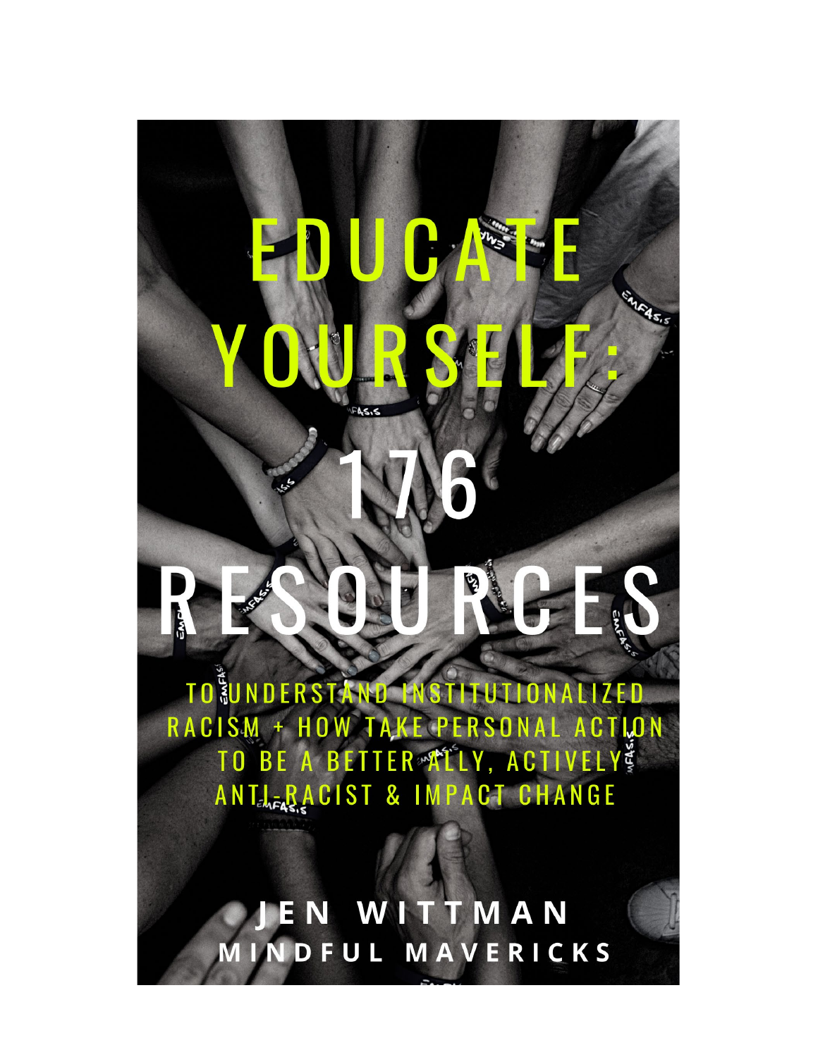# EDUCATE YOURSELF: 176 RESOURCES

TO UNDERSTAND INSTITUTIONALIZED RACISM + HOW TAKE PERSONAL ACTION TO BE A BETTER ALLY, ACTIVELY ANTI-RACIST & IMPACT CHANGE

**JEN WITTMAN**

**MINDFUL MAVERICKS**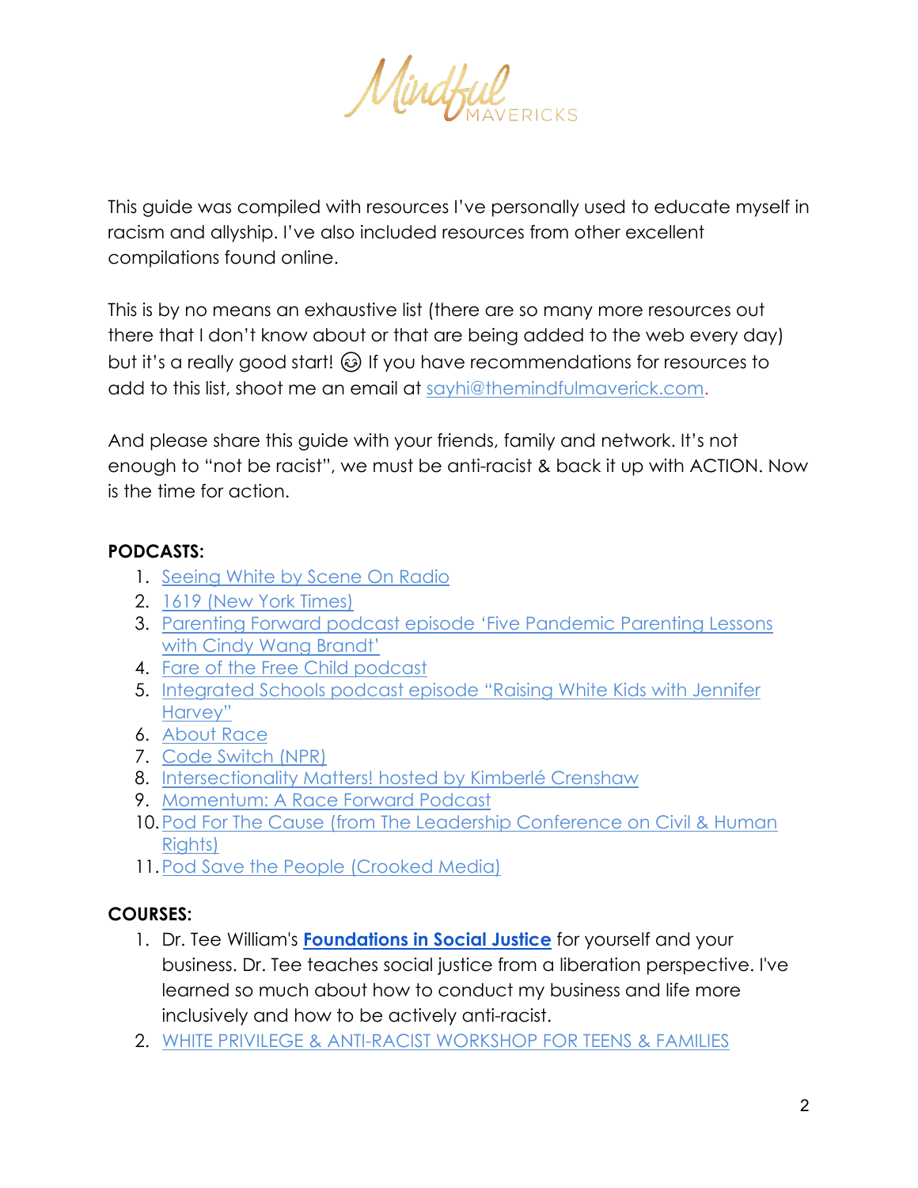Mindful MAVERICKS

This guide was compiled with resources I've personally used to educate myself in racism and allyship. I've also included resources from other excellent compilations found online.

This is by no means an exhaustive list (there are so many more resources out there that I don't know about or that are being added to the web every day) but it's a really good start! 😉 If you have recommendations for resources to add to this list, shoot me an email at sayhi@themindfulmaverick.com.

And please share this guide with your friends, family and network. It's not enough to "not be racist", we must be anti-racist & back it up with ACTION. Now is the time for action.

**PODCASTS:**

1. Seeing White by Scene On Radio
2. 1619 (New York Times)
3. Parenting Forward podcast episode 'Five Pandemic Parenting Lessons with Cindy Wang Brandt'
4. Fare of the Free Child podcast
5. Integrated Schools podcast episode "Raising White Kids with Jennifer Harvey"
6. About Race
7. Code Switch (NPR)
8. Intersectionality Matters! hosted by Kimberlé Crenshaw
9. Momentum: A Race Forward Podcast
10. Pod For The Cause (from The Leadership Conference on Civil & Human Rights)
11. Pod Save the People (Crooked Media)

**COURSES:**

1. Dr. Tee William's **Foundations in Social Justice** for yourself and your business. Dr. Tee teaches social justice from a liberation perspective. I've learned so much about how to conduct my business and life more inclusively and how to be actively anti-racist.
2. WHITE PRIVILEGE & ANTI-RACIST WORKSHOP FOR TEENS & FAMILIES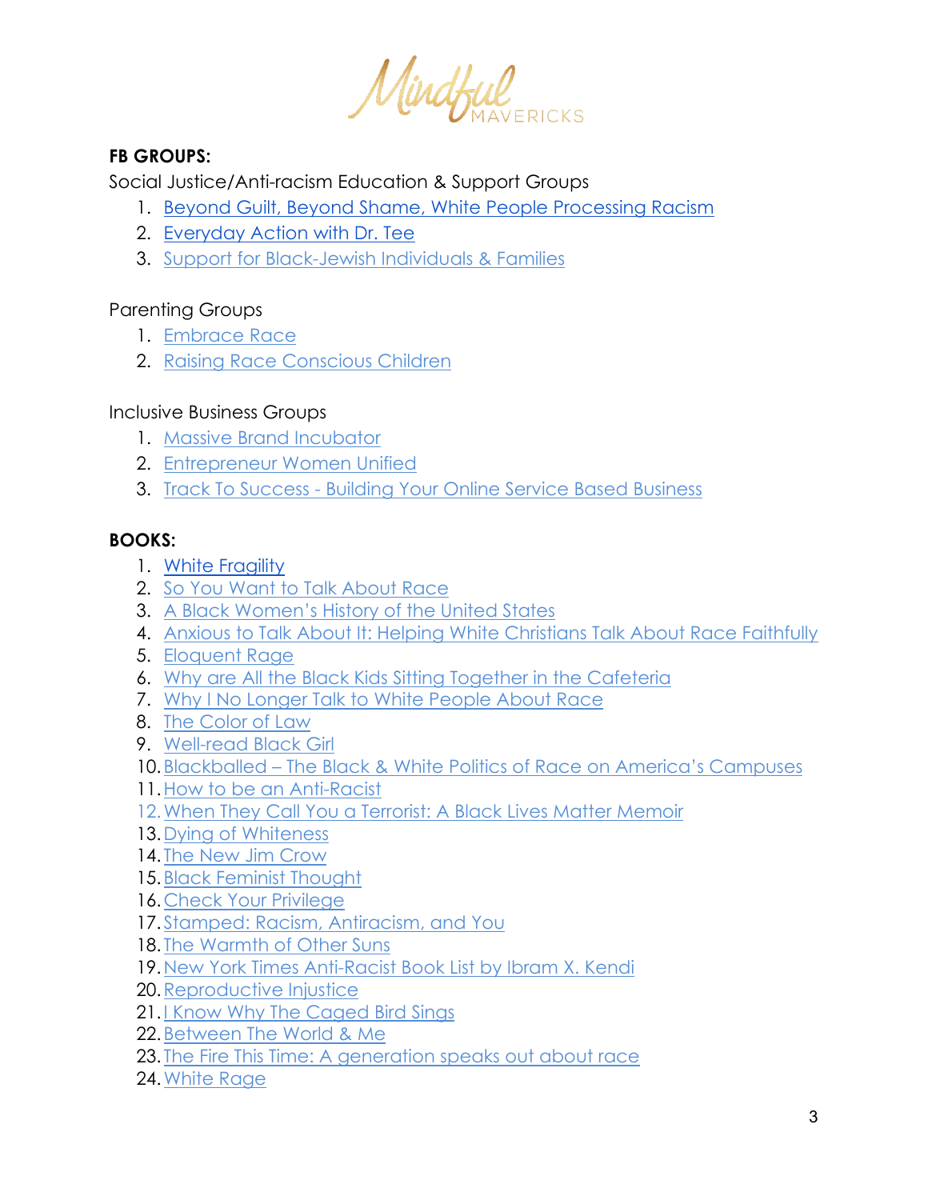**FB GROUPS:**

Social Justice/Anti-racism Education & Support Groups

1. Beyond Guilt, Beyond Shame, White People Processing Racism
2. Everyday Action with Dr. Tee
3. Support for Black-Jewish Individuals & Families

Parenting Groups

1. Embrace Race
2. Raising Race Conscious Children

Inclusive Business Groups

1. Massive Brand Incubator
2. Entrepreneur Women Unified
3. Track To Success - Building Your Online Service Based Business

**BOOKS:**

1. White Fragility
2. So You Want to Talk About Race
3. A Black Women's History of the United States
4. Anxious to Talk About It: Helping White Christians Talk About Race Faithfully
5. Eloquent Rage
6. Why are All the Black Kids Sitting Together in the Cafeteria
7. Why I No Longer Talk to White People About Race
8. The Color of Law
9. Well-read Black Girl
10. Blackballed – The Black & White Politics of Race on America's Campuses
11. How to be an Anti-Racist
12. When They Call You a Terrorist: A Black Lives Matter Memoir
13. Dying of Whiteness
14. The New Jim Crow
15. Black Feminist Thought
16. Check Your Privilege
17. Stamped: Racism, Antiracism, and You
18. The Warmth of Other Suns
19. New York Times Anti-Racist Book List by Ibram X. Kendi
20. Reproductive Injustice
21. I Know Why The Caged Bird Sings
22. Between The World & Me
23. The Fire This Time: A generation speaks out about race
24. White Rage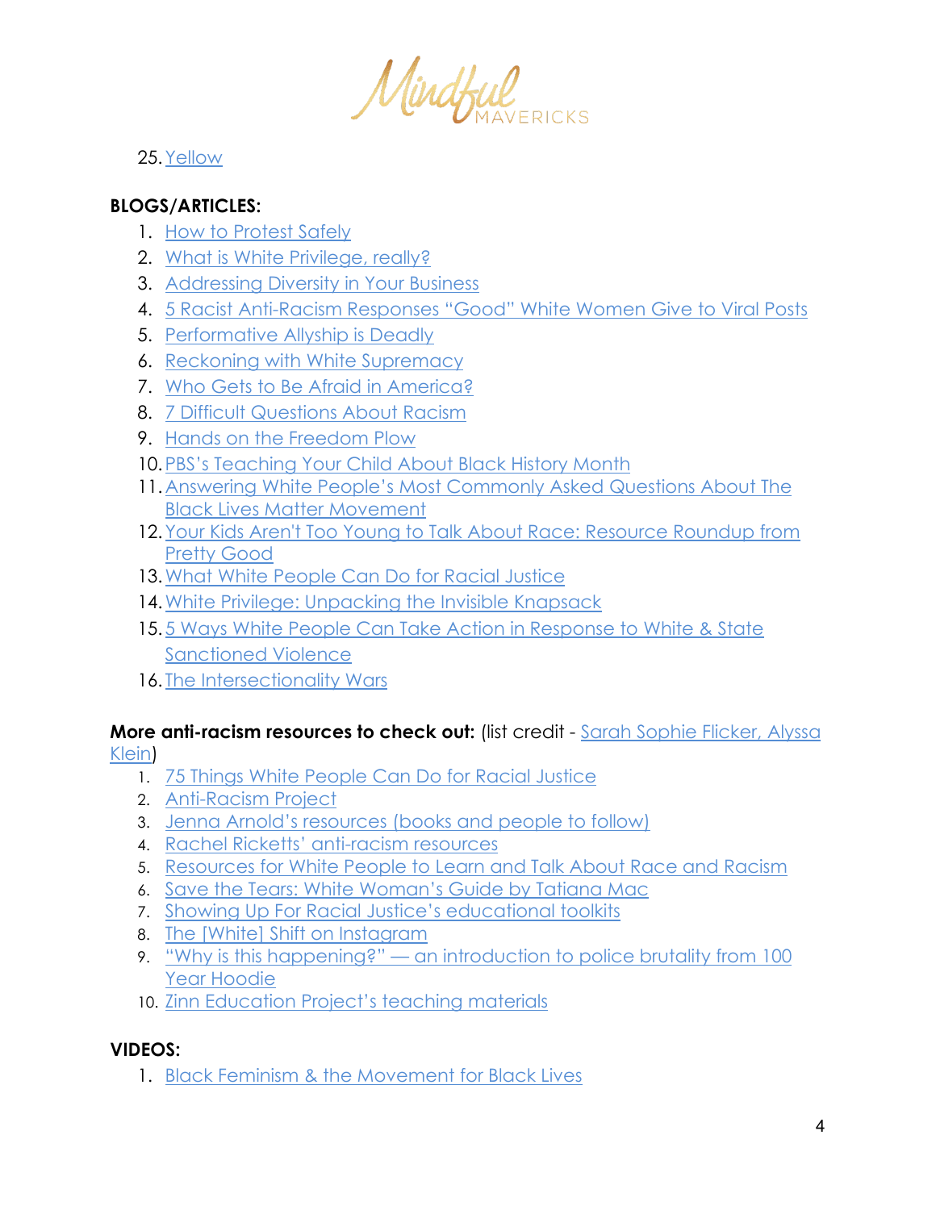25. Yellow

**BLOGS/ARTICLES:**

1. How to Protest Safely
2. What is White Privilege, really?
3. Addressing Diversity in Your Business
4. 5 Racist Anti-Racism Responses "Good" White Women Give to Viral Posts
5. Performative Allyship is Deadly
6. Reckoning with White Supremacy
7. Who Gets to Be Afraid in America?
8. 7 Difficult Questions About Racism
9. Hands on the Freedom Plow
10. PBS's Teaching Your Child About Black History Month
11. Answering White People's Most Commonly Asked Questions About The Black Lives Matter Movement
12. Your Kids Aren't Too Young to Talk About Race: Resource Roundup from Pretty Good
13. What White People Can Do for Racial Justice
14. White Privilege: Unpacking the Invisible Knapsack
15. 5 Ways White People Can Take Action in Response to White & State Sanctioned Violence
16. The Intersectionality Wars

**More anti-racism resources to check out:** (list credit - Sarah Sophie Flicker, Alyssa Klein)

1. 75 Things White People Can Do for Racial Justice
2. Anti-Racism Project
3. Jenna Arnold's resources (books and people to follow)
4. Rachel Ricketts' anti-racism resources
5. Resources for White People to Learn and Talk About Race and Racism
6. Save the Tears: White Woman's Guide by Tatiana Mac
7. Showing Up For Racial Justice's educational toolkits
8. The [White] Shift on Instagram
9. "Why is this happening?" — an introduction to police brutality from 100 Year Hoodie
10. Zinn Education Project's teaching materials

**VIDEOS:**

1. Black Feminism & the Movement for Black Lives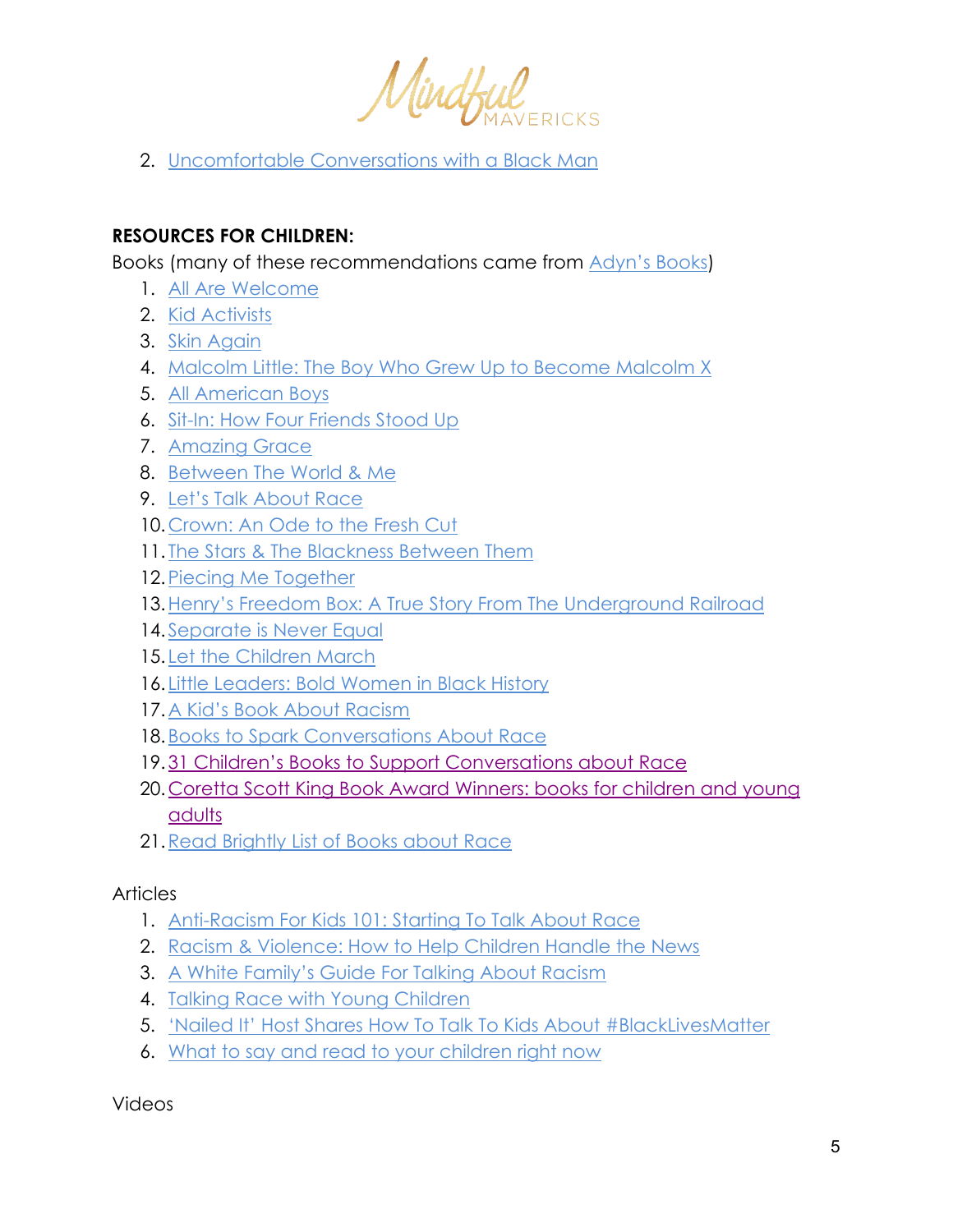2. Uncomfortable Conversations with a Black Man

**RESOURCES FOR CHILDREN:**

Books (many of these recommendations came from Adyn's Books)

1. All Are Welcome
2. Kid Activists
3. Skin Again
4. Malcolm Little: The Boy Who Grew Up to Become Malcolm X
5. All American Boys
6. Sit-In: How Four Friends Stood Up
7. Amazing Grace
8. Between The World & Me
9. Let's Talk About Race
10. Crown: An Ode to the Fresh Cut
11. The Stars & The Blackness Between Them
12. Piecing Me Together
13. Henry's Freedom Box: A True Story From The Underground Railroad
14. Separate is Never Equal
15. Let the Children March
16. Little Leaders: Bold Women in Black History
17. A Kid's Book About Racism
18. Books to Spark Conversations About Race
19. 31 Children's Books to Support Conversations about Race
20. Coretta Scott King Book Award Winners: books for children and young adults
21. Read Brightly List of Books about Race

Articles

1. Anti-Racism For Kids 101: Starting To Talk About Race
2. Racism & Violence: How to Help Children Handle the News
3. A White Family's Guide For Talking About Racism
4. Talking Race with Young Children
5. 'Nailed It' Host Shares How To Talk To Kids About #BlackLivesMatter
6. What to say and read to your children right now

Videos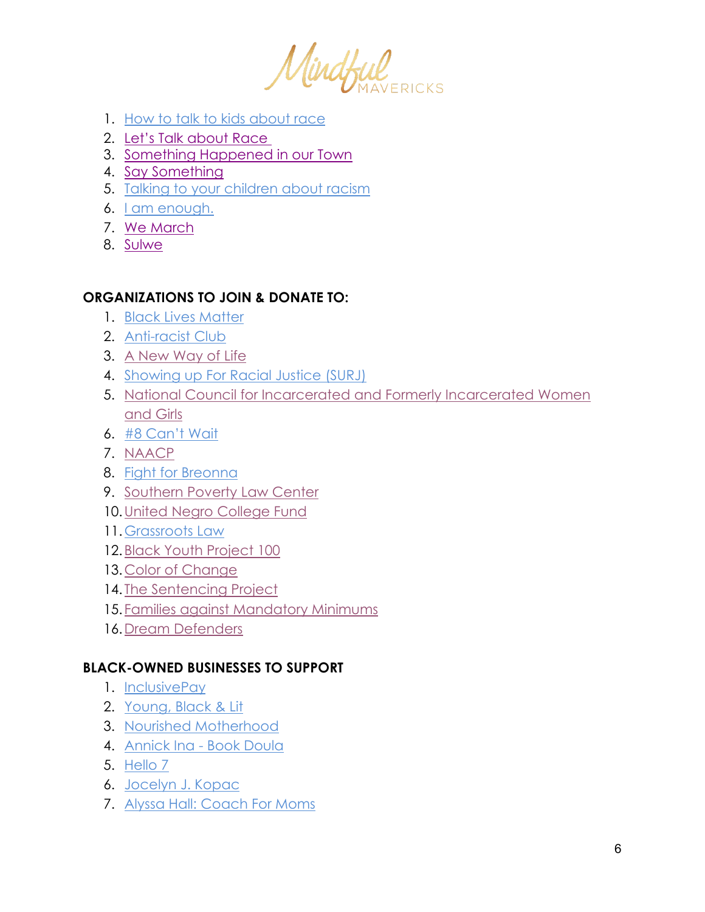1. How to talk to kids about race
2. Let's Talk about Race
3. Something Happened in our Town
4. Say Something
5. Talking to your children about racism
6. I am enough.
7. We March
8. Sulwe

**ORGANIZATIONS TO JOIN & DONATE TO:**

1. Black Lives Matter
2. Anti-racist Club
3. A New Way of Life
4. Showing up For Racial Justice (SURJ)
5. National Council for Incarcerated and Formerly Incarcerated Women and Girls
6. #8 Can't Wait
7. NAACP
8. Fight for Breonna
9. Southern Poverty Law Center
10. United Negro College Fund
11. Grassroots Law
12. Black Youth Project 100
13. Color of Change
14. The Sentencing Project
15. Families against Mandatory Minimums
16. Dream Defenders

**BLACK-OWNED BUSINESSES TO SUPPORT**

1. InclusivePay
2. Young, Black & Lit
3. Nourished Motherhood
4. Annick Ina - Book Doula
5. Hello 7
6. Jocelyn J. Kopac
7. Alyssa Hall: Coach For Moms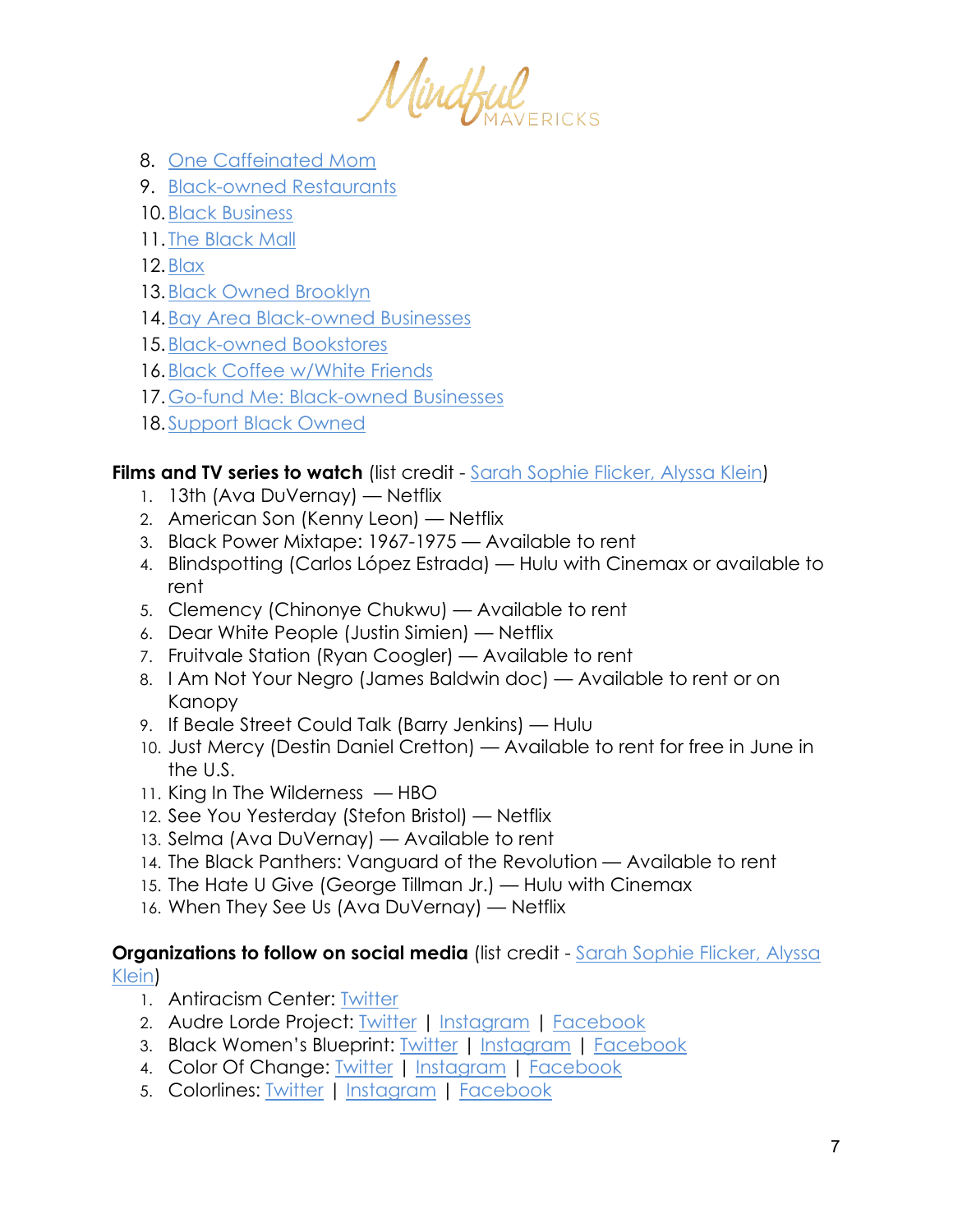8. One Caffeinated Mom
9. Black-owned Restaurants
10. Black Business
11. The Black Mall
12. Blax
13. Black Owned Brooklyn
14. Bay Area Black-owned Businesses
15. Black-owned Bookstores
16. Black Coffee w/White Friends
17. Go-fund Me: Black-owned Businesses
18. Support Black Owned

**Films and TV series to watch** (list credit - Sarah Sophie Flicker, Alyssa Klein)

1. 13th (Ava DuVernay) — Netflix
2. American Son (Kenny Leon) — Netflix
3. Black Power Mixtape: 1967-1975 — Available to rent
4. Blindspotting (Carlos López Estrada) — Hulu with Cinemax or available to rent
5. Clemency (Chinonye Chukwu) — Available to rent
6. Dear White People (Justin Simien) — Netflix
7. Fruitvale Station (Ryan Coogler) — Available to rent
8. I Am Not Your Negro (James Baldwin doc) — Available to rent or on Kanopy
9. If Beale Street Could Talk (Barry Jenkins) — Hulu
10. Just Mercy (Destin Daniel Cretton) — Available to rent for free in June in the U.S.
11. King In The Wilderness — HBO
12. See You Yesterday (Stefon Bristol) — Netflix
13. Selma (Ava DuVernay) — Available to rent
14. The Black Panthers: Vanguard of the Revolution — Available to rent
15. The Hate U Give (George Tillman Jr.) — Hulu with Cinemax
16. When They See Us (Ava DuVernay) — Netflix

**Organizations to follow on social media** (list credit - Sarah Sophie Flicker, Alyssa Klein)

1. Antiracism Center: Twitter
2. Audre Lorde Project: Twitter | Instagram | Facebook
3. Black Women's Blueprint: Twitter | Instagram | Facebook
4. Color Of Change: Twitter | Instagram | Facebook
5. Colorlines: Twitter | Instagram | Facebook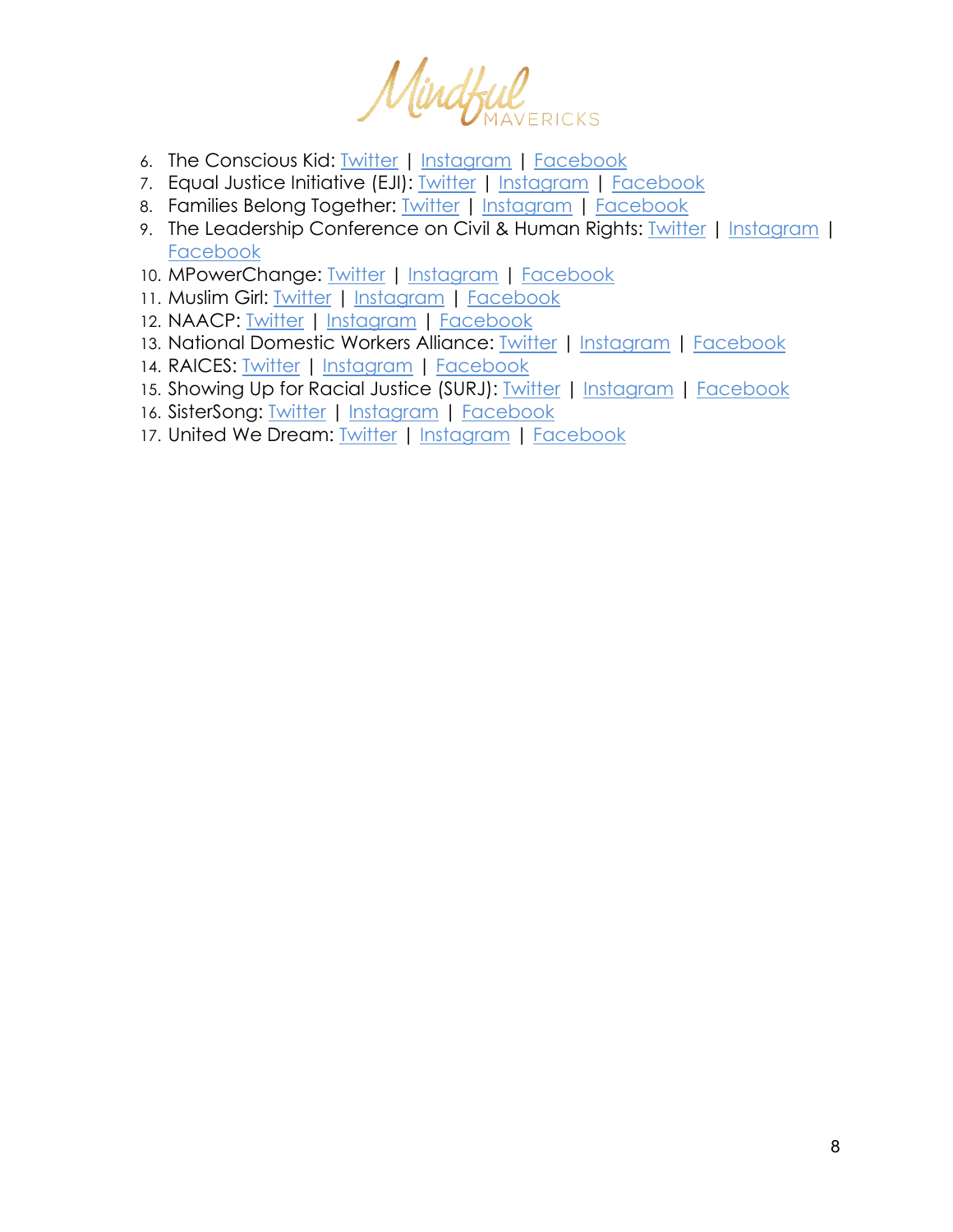6. The Conscious Kid: Twitter | Instagram | Facebook
7. Equal Justice Initiative (EJI): Twitter | Instagram | Facebook
8. Families Belong Together: Twitter | Instagram | Facebook
9. The Leadership Conference on Civil & Human Rights: Twitter | Instagram | Facebook
10. MPowerChange: Twitter | Instagram | Facebook
11. Muslim Girl: Twitter | Instagram | Facebook
12. NAACP: Twitter | Instagram | Facebook
13. National Domestic Workers Alliance: Twitter | Instagram | Facebook
14. RAICES: Twitter | Instagram | Facebook
15. Showing Up for Racial Justice (SURJ): Twitter | Instagram | Facebook
16. SisterSong: Twitter | Instagram | Facebook
17. United We Dream: Twitter | Instagram | Facebook